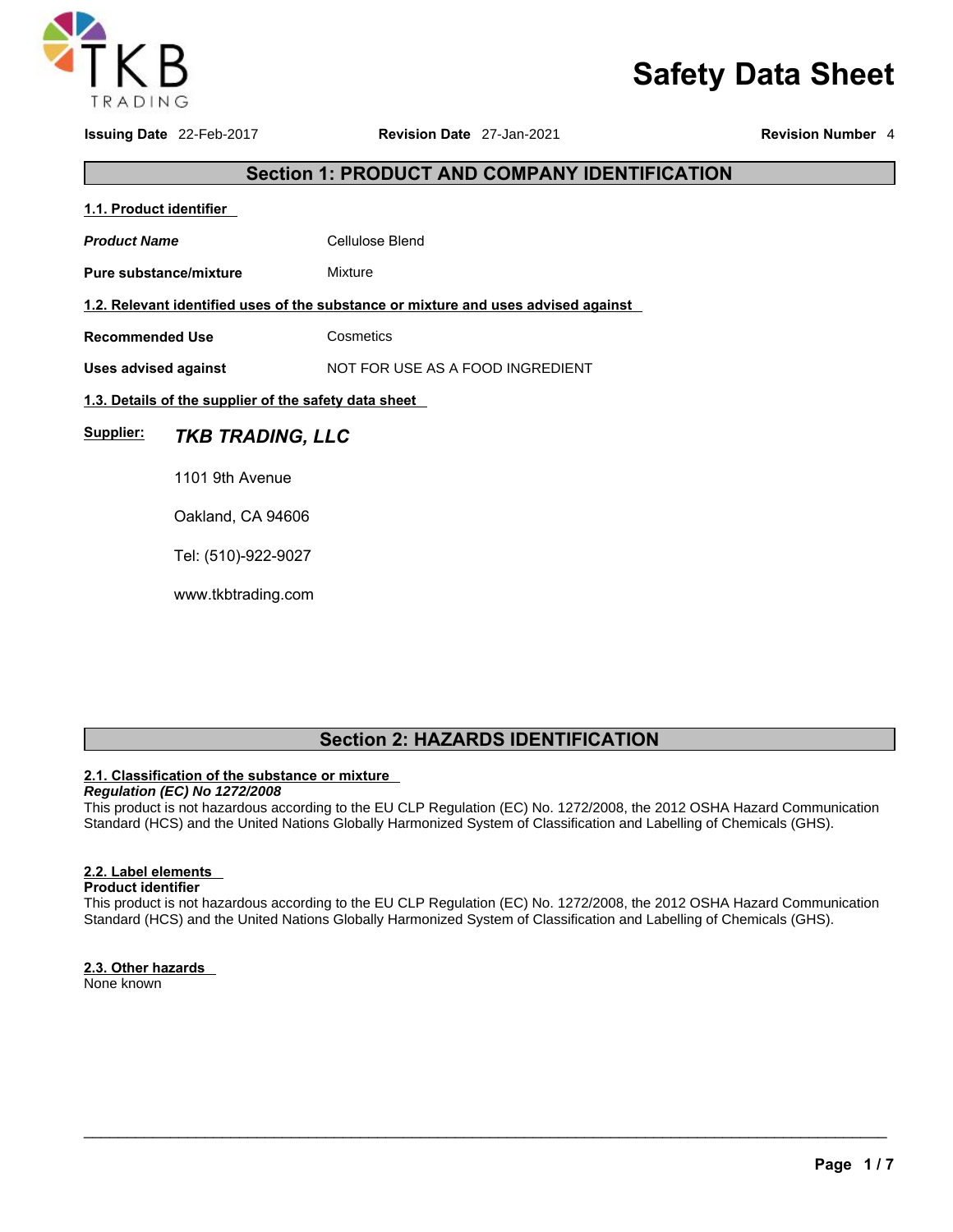TKB TRADING

# Safety Data Sheet

**Issuing Date** 22-Feb-2017 **Revision Date** 27-Jan-2021 **Revision Number** 4

## Section 1: PRODUCT AND COMPANY IDENTIFICATION

### 1.1. Product identifier

***Product Name*** Cellulose Blend

**Pure substance/mixture** Mixture

### 1.2. Relevant identified uses of the substance or mixture and uses advised against

**Recommended Use** Cosmetics

**Uses advised against** NOT FOR USE AS A FOOD INGREDIENT

### 1.3. Details of the supplier of the safety data sheet

**Supplier:** ***TKB TRADING, LLC***

1101 9th Avenue

Oakland, CA 94606

Tel: (510)-922-9027

www.tkbtrading.com

## Section 2: HAZARDS IDENTIFICATION

### 2.1. Classification of the substance or mixture

***Regulation (EC) No 1272/2008***

This product is not hazardous according to the EU CLP Regulation (EC) No. 1272/2008, the 2012 OSHA Hazard Communication Standard (HCS) and the United Nations Globally Harmonized System of Classification and Labelling of Chemicals (GHS).

### 2.2. Label elements

**Product identifier**

This product is not hazardous according to the EU CLP Regulation (EC) No. 1272/2008, the 2012 OSHA Hazard Communication Standard (HCS) and the United Nations Globally Harmonized System of Classification and Labelling of Chemicals (GHS).

### 2.3. Other hazards

None known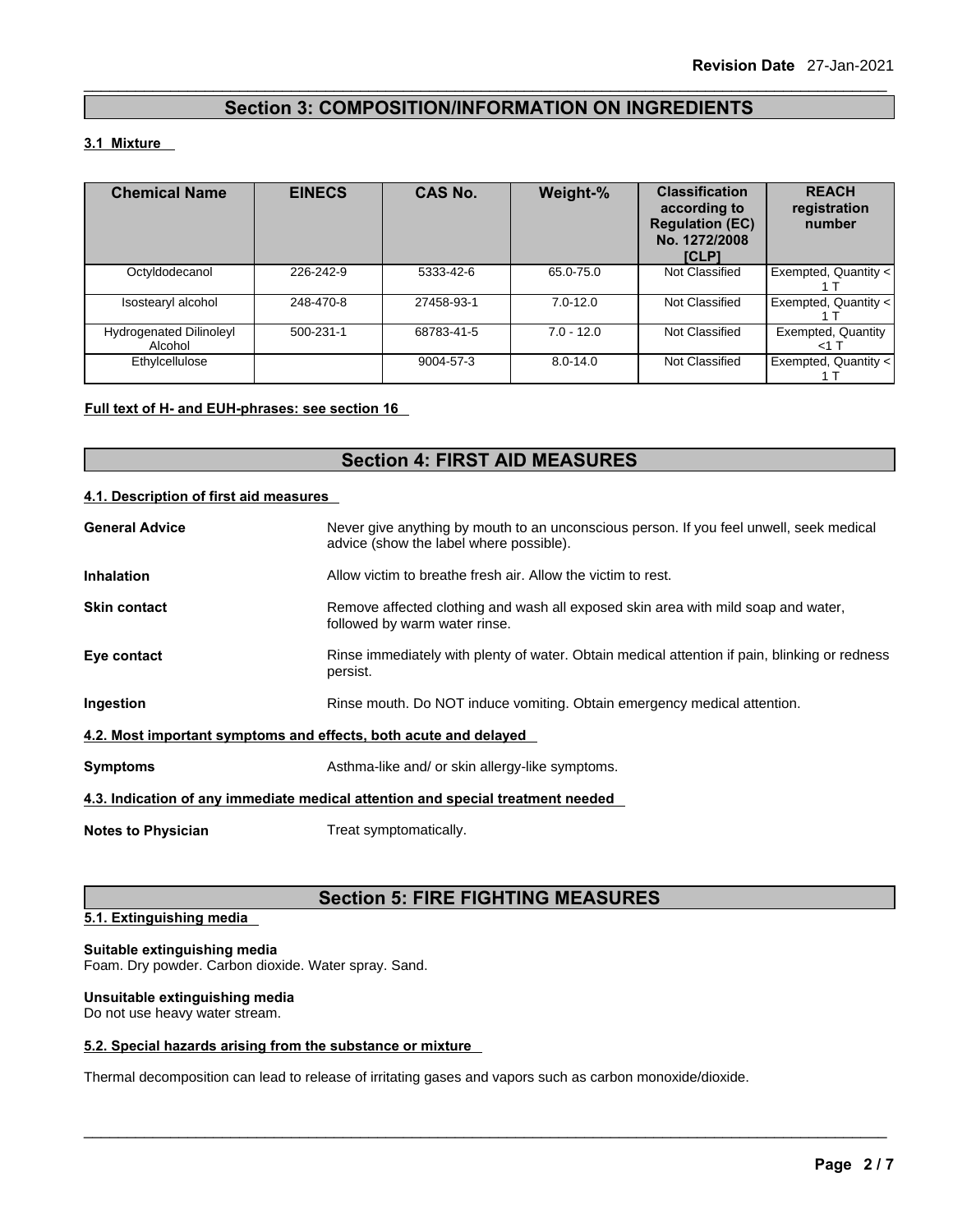## Section 3: COMPOSITION/INFORMATION ON INGREDIENTS

### 3.1 Mixture

| Chemical Name | EINECS | CAS No. | Weight-% | Classification according to Regulation (EC) No. 1272/2008 [CLP] | REACH registration number |
|---|---|---|---|---|---|
| Octyldodecanol | 226-242-9 | 5333-42-6 | 65.0-75.0 | Not Classified | Exempted, Quantity < 1 T |
| Isostearyl alcohol | 248-470-8 | 27458-93-1 | 7.0-12.0 | Not Classified | Exempted, Quantity < 1 T |
| Hydrogenated Dilinoleyl Alcohol | 500-231-1 | 68783-41-5 | 7.0 - 12.0 | Not Classified | Exempted, Quantity <1 T |
| Ethylcellulose | | 9004-57-3 | 8.0-14.0 | Not Classified | Exempted, Quantity < 1 T |

**Full text of H- and EUH-phrases: see section 16**

## Section 4: FIRST AID MEASURES

### 4.1. Description of first aid measures

**General Advice**: Never give anything by mouth to an unconscious person. If you feel unwell, seek medical advice (show the label where possible).

**Inhalation**: Allow victim to breathe fresh air. Allow the victim to rest.

**Skin contact**: Remove affected clothing and wash all exposed skin area with mild soap and water, followed by warm water rinse.

**Eye contact**: Rinse immediately with plenty of water. Obtain medical attention if pain, blinking or redness persist.

**Ingestion**: Rinse mouth. Do NOT induce vomiting. Obtain emergency medical attention.

### 4.2. Most important symptoms and effects, both acute and delayed

**Symptoms**: Asthma-like and/ or skin allergy-like symptoms.

### 4.3. Indication of any immediate medical attention and special treatment needed

**Notes to Physician**: Treat symptomatically.

## Section 5: FIRE FIGHTING MEASURES

### 5.1. Extinguishing media

**Suitable extinguishing media**
Foam. Dry powder. Carbon dioxide. Water spray. Sand.

**Unsuitable extinguishing media**
Do not use heavy water stream.

### 5.2. Special hazards arising from the substance or mixture

Thermal decomposition can lead to release of irritating gases and vapors such as carbon monoxide/dioxide.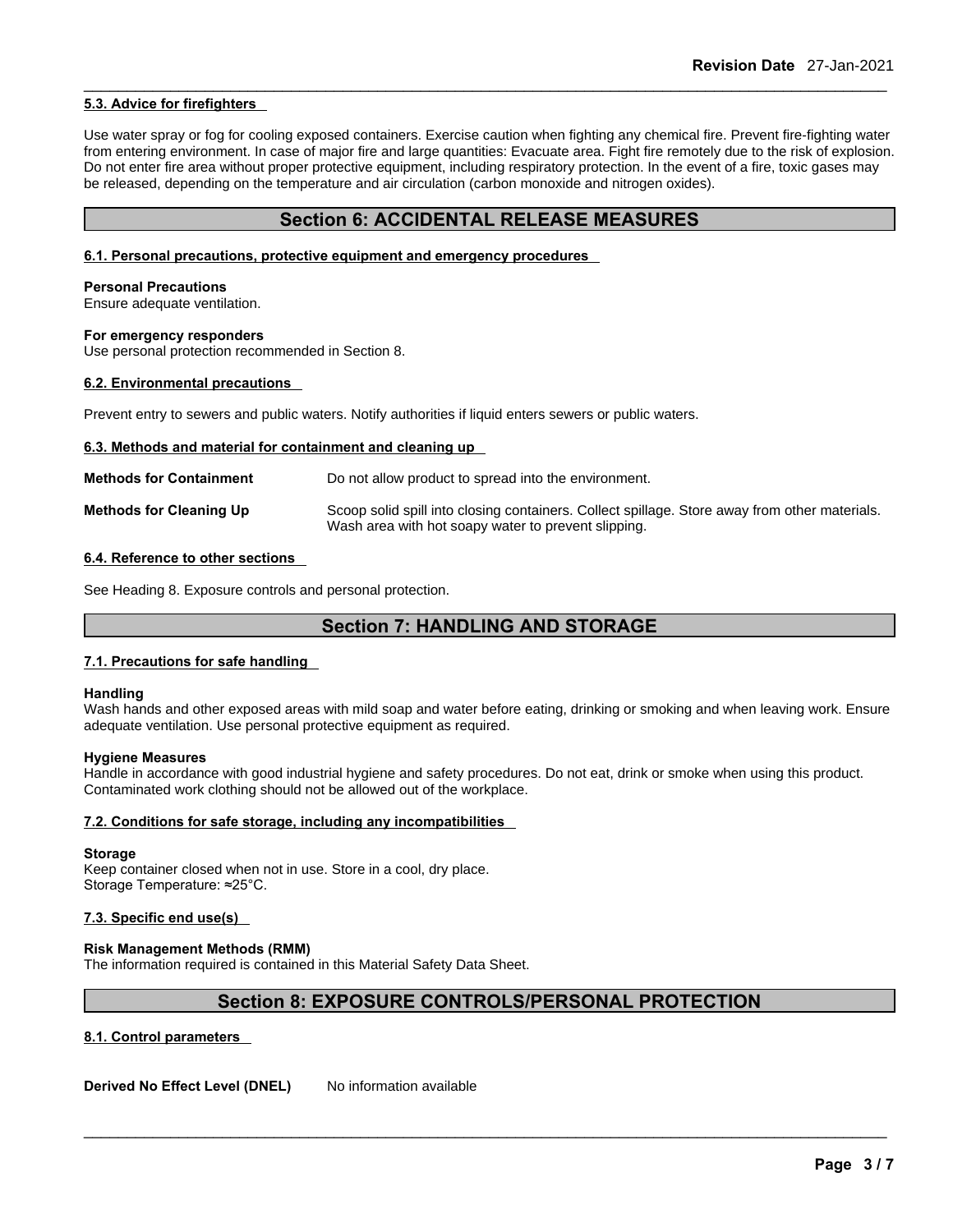#### 5.3. Advice for firefighters

Use water spray or fog for cooling exposed containers. Exercise caution when fighting any chemical fire. Prevent fire-fighting water from entering environment. In case of major fire and large quantities: Evacuate area. Fight fire remotely due to the risk of explosion. Do not enter fire area without proper protective equipment, including respiratory protection. In the event of a fire, toxic gases may be released, depending on the temperature and air circulation (carbon monoxide and nitrogen oxides).

## Section 6: ACCIDENTAL RELEASE MEASURES

#### 6.1. Personal precautions, protective equipment and emergency procedures

**Personal Precautions**
Ensure adequate ventilation.

**For emergency responders**
Use personal protection recommended in Section 8.

#### 6.2. Environmental precautions

Prevent entry to sewers and public waters. Notify authorities if liquid enters sewers or public waters.

#### 6.3. Methods and material for containment and cleaning up

**Methods for Containment** Do not allow product to spread into the environment.

**Methods for Cleaning Up** Scoop solid spill into closing containers. Collect spillage. Store away from other materials. Wash area with hot soapy water to prevent slipping.

#### 6.4. Reference to other sections

See Heading 8. Exposure controls and personal protection.

## Section 7: HANDLING AND STORAGE

#### 7.1. Precautions for safe handling

**Handling**
Wash hands and other exposed areas with mild soap and water before eating, drinking or smoking and when leaving work. Ensure adequate ventilation. Use personal protective equipment as required.

**Hygiene Measures**
Handle in accordance with good industrial hygiene and safety procedures. Do not eat, drink or smoke when using this product. Contaminated work clothing should not be allowed out of the workplace.

#### 7.2. Conditions for safe storage, including any incompatibilities

**Storage**
Keep container closed when not in use. Store in a cool, dry place.
Storage Temperature: ≈25°C.

#### 7.3. Specific end use(s)

**Risk Management Methods (RMM)**
The information required is contained in this Material Safety Data Sheet.

## Section 8: EXPOSURE CONTROLS/PERSONAL PROTECTION

#### 8.1. Control parameters

**Derived No Effect Level (DNEL)** No information available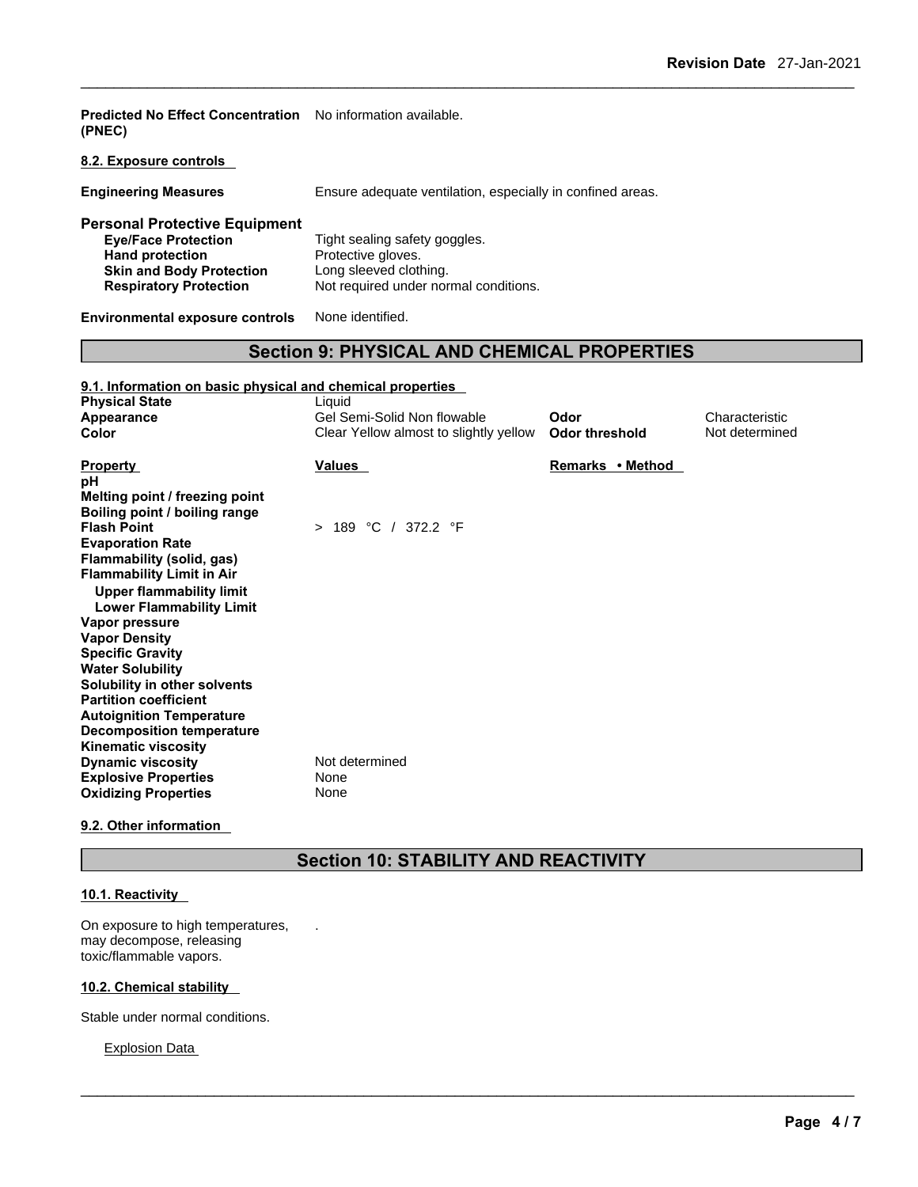**Predicted No Effect Concentration (PNEC)** No information available.

**8.2. Exposure controls**

**Engineering Measures** Ensure adequate ventilation, especially in confined areas.

**Personal Protective Equipment**

| | |
|---|---|
| **Eye/Face Protection** | Tight sealing safety goggles. |
| **Hand protection** | Protective gloves. |
| **Skin and Body Protection** | Long sleeved clothing. |
| **Respiratory Protection** | Not required under normal conditions. |

**Environmental exposure controls** None identified.

## Section 9: PHYSICAL AND CHEMICAL PROPERTIES

**9.1. Information on basic physical and chemical properties**

| | | | |
|---|---|---|---|
| **Physical State** | Liquid | | |
| **Appearance** | Gel Semi-Solid Non flowable | **Odor** | Characteristic |
| **Color** | Clear Yellow almost to slightly yellow | **Odor threshold** | Not determined |

| **Property** | **Values** | **Remarks • Method** |
|---|---|---|
| **pH** | | |
| **Melting point / freezing point** | | |
| **Boiling point / boiling range** | | |
| **Flash Point** | > 189 °C / 372.2 °F | |
| **Evaporation Rate** | | |
| **Flammability (solid, gas)** | | |
| **Flammability Limit in Air** | | |
| **Upper flammability limit** | | |
| **Lower Flammability Limit** | | |
| **Vapor pressure** | | |
| **Vapor Density** | | |
| **Specific Gravity** | | |
| **Water Solubility** | | |
| **Solubility in other solvents** | | |
| **Partition coefficient** | | |
| **Autoignition Temperature** | | |
| **Decomposition temperature** | | |
| **Kinematic viscosity** | | |
| **Dynamic viscosity** | Not determined | |
| **Explosive Properties** | None | |
| **Oxidizing Properties** | None | |

**9.2. Other information**

## Section 10: STABILITY AND REACTIVITY

**10.1. Reactivity**

On exposure to high temperatures, may decompose, releasing toxic/flammable vapors. .

**10.2. Chemical stability**

Stable under normal conditions.

Explosion Data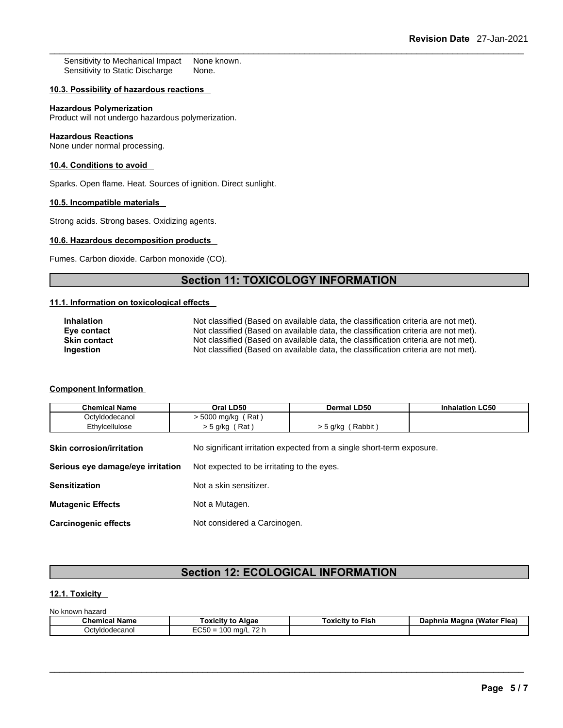Sensitivity to Mechanical Impact None known.
Sensitivity to Static Discharge None.

**10.3. Possibility of hazardous reactions**

**Hazardous Polymerization**
Product will not undergo hazardous polymerization.

**Hazardous Reactions**
None under normal processing.

**10.4. Conditions to avoid**

Sparks. Open flame. Heat. Sources of ignition. Direct sunlight.

**10.5. Incompatible materials**

Strong acids. Strong bases. Oxidizing agents.

**10.6. Hazardous decomposition products**

Fumes. Carbon dioxide. Carbon monoxide (CO).

## Section 11: TOXICOLOGY INFORMATION

**11.1. Information on toxicological effects**

**Inhalation** Not classified (Based on available data, the classification criteria are not met).
**Eye contact** Not classified (Based on available data, the classification criteria are not met).
**Skin contact** Not classified (Based on available data, the classification criteria are not met).
**Ingestion** Not classified (Based on available data, the classification criteria are not met).

**Component Information**

| Chemical Name | Oral LD50 | Dermal LD50 | Inhalation LC50 |
|---|---|---|---|
| Octyldodecanol | > 5000 mg/kg ( Rat ) | | |
| Ethylcellulose | > 5 g/kg ( Rat ) | > 5 g/kg ( Rabbit ) | |

**Skin corrosion/irritation** No significant irritation expected from a single short-term exposure.

**Serious eye damage/eye irritation** Not expected to be irritating to the eyes.

**Sensitization** Not a skin sensitizer.

**Mutagenic Effects** Not a Mutagen.

**Carcinogenic effects** Not considered a Carcinogen.

## Section 12: ECOLOGICAL INFORMATION

**12.1. Toxicity**

No known hazard

| Chemical Name | Toxicity to Algae | Toxicity to Fish | Daphnia Magna (Water Flea) |
|---|---|---|---|
| Octyldodecanol | EC50 = 100 mg/L 72 h | | |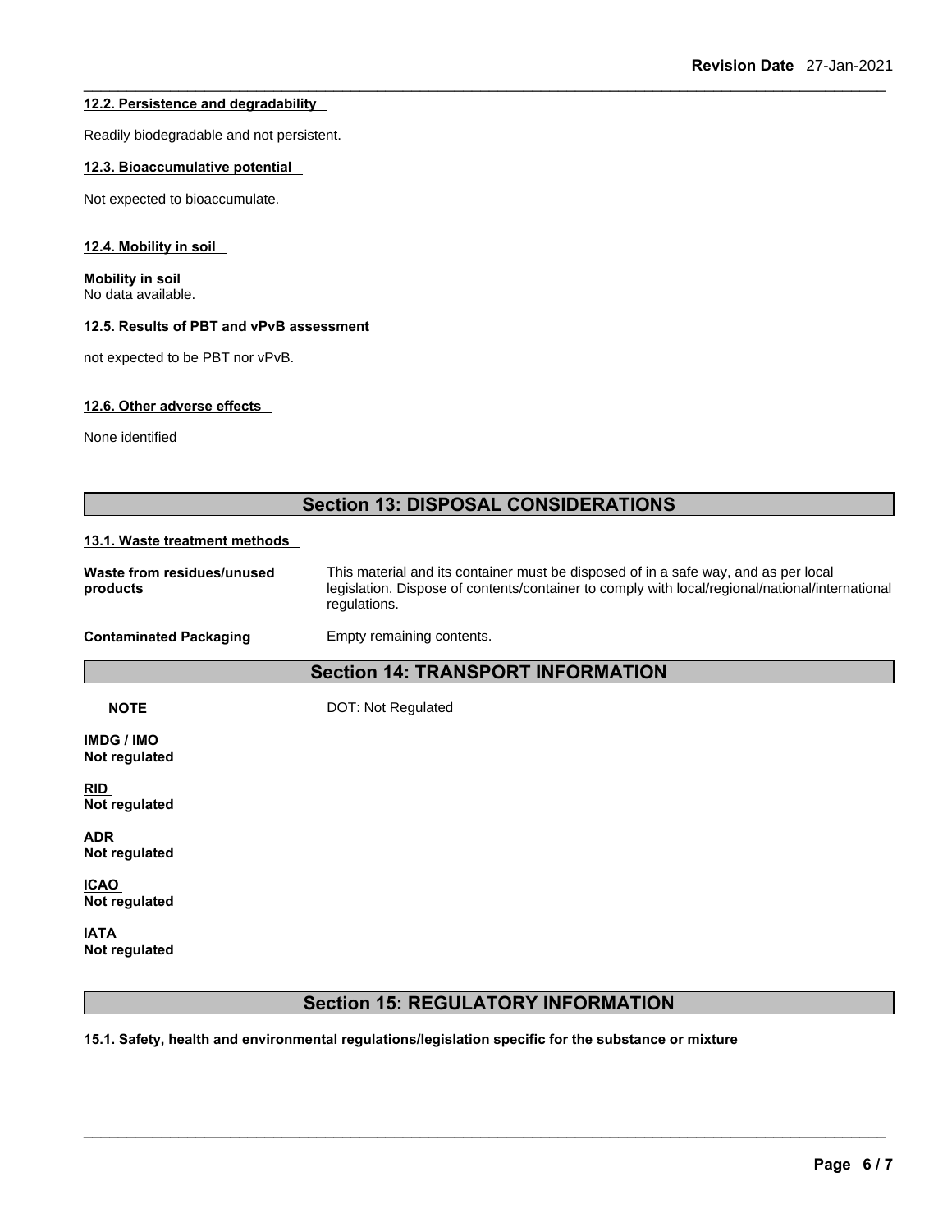#### 12.2. Persistence and degradability

Readily biodegradable and not persistent.

#### 12.3. Bioaccumulative potential

Not expected to bioaccumulate.

#### 12.4. Mobility in soil

**Mobility in soil**
No data available.

#### 12.5. Results of PBT and vPvB assessment

not expected to be PBT nor vPvB.

#### 12.6. Other adverse effects

None identified

## Section 13: DISPOSAL CONSIDERATIONS

#### 13.1. Waste treatment methods

| | |
|---|---|
| **Waste from residues/unused products** | This material and its container must be disposed of in a safe way, and as per local legislation. Dispose of contents/container to comply with local/regional/national/international regulations. |
| **Contaminated Packaging** | Empty remaining contents. |

## Section 14: TRANSPORT INFORMATION

**NOTE** DOT: Not Regulated

**IMDG / IMO**
**Not regulated**

**RID**
**Not regulated**

**ADR**
**Not regulated**

**ICAO**
**Not regulated**

**IATA**
**Not regulated**

## Section 15: REGULATORY INFORMATION

#### 15.1. Safety, health and environmental regulations/legislation specific for the substance or mixture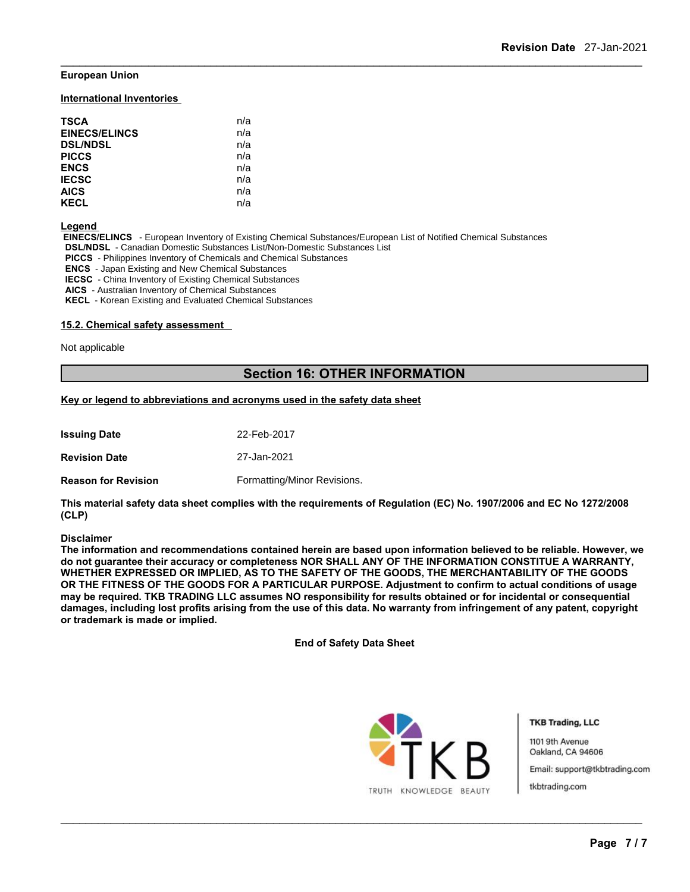**European Union**

**International Inventories**

| | |
|---|---|
| **TSCA** | n/a |
| **EINECS/ELINCS** | n/a |
| **DSL/NDSL** | n/a |
| **PICCS** | n/a |
| **ENCS** | n/a |
| **IECSC** | n/a |
| **AICS** | n/a |
| **KECL** | n/a |

**Legend**

**EINECS/ELINCS** - European Inventory of Existing Chemical Substances/European List of Notified Chemical Substances
**DSL/NDSL** - Canadian Domestic Substances List/Non-Domestic Substances List
**PICCS** - Philippines Inventory of Chemicals and Chemical Substances
**ENCS** - Japan Existing and New Chemical Substances
**IECSC** - China Inventory of Existing Chemical Substances
**AICS** - Australian Inventory of Chemical Substances
**KECL** - Korean Existing and Evaluated Chemical Substances

**15.2. Chemical safety assessment**

Not applicable

## Section 16: OTHER INFORMATION

**Key or legend to abbreviations and acronyms used in the safety data sheet**

| | |
|---|---|
| **Issuing Date** | 22-Feb-2017 |
| **Revision Date** | 27-Jan-2021 |
| **Reason for Revision** | Formatting/Minor Revisions. |

**This material safety data sheet complies with the requirements of Regulation (EC) No. 1907/2006 and EC No 1272/2008 (CLP)**

**Disclaimer**
**The information and recommendations contained herein are based upon information believed to be reliable. However, we do not guarantee their accuracy or completeness NOR SHALL ANY OF THE INFORMATION CONSTITUE A WARRANTY, WHETHER EXPRESSED OR IMPLIED, AS TO THE SAFETY OF THE GOODS, THE MERCHANTABILITY OF THE GOODS OR THE FITNESS OF THE GOODS FOR A PARTICULAR PURPOSE. Adjustment to confirm to actual conditions of usage may be required. TKB TRADING LLC assumes NO responsibility for results obtained or for incidental or consequential damages, including lost profits arising from the use of this data. No warranty from infringement of any patent, copyright or trademark is made or implied.**

**End of Safety Data Sheet**

TKB
TRUTH KNOWLEDGE BEAUTY

**TKB Trading, LLC**
1101 9th Avenue
Oakland, CA 94606
Email: support@tkbtrading.com
tkbtrading.com